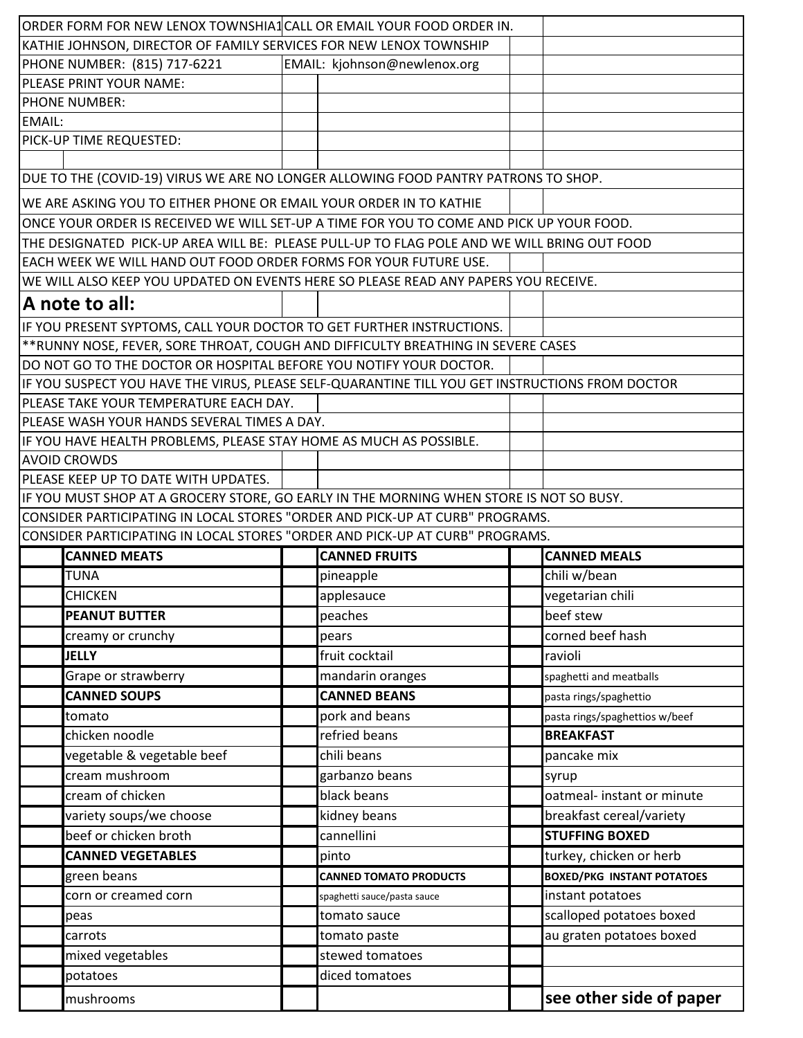ORDER FORM FOR NEW LENOX TOWNSHIA1 CALL OR EMAIL YOUR FOOD ORDER IN.

KATHIE JOHNSON, DIRECTOR OF FAMILY SERVICES FOR NEW LENOX TOWNSHIP

PHONE NUMBER: (815) 717-6221 EMAIL: kjohnson@newlenox.org

PLEASE PRINT YOUR NAME:

PHONE NUMBER:

EMAIL:

PICK-UP TIME REQUESTED:

DUE TO THE (COVID-19) VIRUS WE ARE NO LONGER ALLOWING FOOD PANTRY PATRONS TO SHOP.

WE ARE ASKING YOU TO EITHER PHONE OR EMAIL YOUR ORDER IN TO KATHIE

ONCE YOUR ORDER IS RECEIVED WE WILL SET-UP A TIME FOR YOU TO COME AND PICK UP YOUR FOOD.

THE DESIGNATED PICK-UP AREA WILL BE: PLEASE PULL-UP TO FLAG POLE AND WE WILL BRING OUT FOOD

EACH WEEK WE WILL HAND OUT FOOD ORDER FORMS FOR YOUR FUTURE USE.

WE WILL ALSO KEEP YOU UPDATED ON EVENTS HERE SO PLEASE READ ANY PAPERS YOU RECEIVE.

## A note to all:

IF YOU PRESENT SYPTOMS, CALL YOUR DOCTOR TO GET FURTHER INSTRUCTIONS.

**RUNNY NOSE, FEVER, SORE THROAT, COUGH AND DIFFICULTY BREATHING IN SEVERE CASES

DO NOT GO TO THE DOCTOR OR HOSPITAL BEFORE YOU NOTIFY YOUR DOCTOR.

IF YOU SUSPECT YOU HAVE THE VIRUS, PLEASE SELF-QUARANTINE TILL YOU GET INSTRUCTIONS FROM DOCTOR

PLEASE TAKE YOUR TEMPERATURE EACH DAY.

PLEASE WASH YOUR HANDS SEVERAL TIMES A DAY.

IF YOU HAVE HEALTH PROBLEMS, PLEASE STAY HOME AS MUCH AS POSSIBLE.

AVOID CROWDS

PLEASE KEEP UP TO DATE WITH UPDATES.

IF YOU MUST SHOP AT A GROCERY STORE, GO EARLY IN THE MORNING WHEN STORE IS NOT SO BUSY.

CONSIDER PARTICIPATING IN LOCAL STORES "ORDER AND PICK-UP AT CURB" PROGRAMS.

CONSIDER PARTICIPATING IN LOCAL STORES "ORDER AND PICK-UP AT CURB" PROGRAMS.

| | **CANNED MEATS** | | **CANNED FRUITS** | | **CANNED MEALS** |
|---|---|---|---|---|---|
| | TUNA | | pineapple | | chili w/bean |
| | CHICKEN | | applesauce | | vegetarian chili |
| | **PEANUT BUTTER** | | peaches | | beef stew |
| | creamy or crunchy | | pears | | corned beef hash |
| | **JELLY** | | fruit cocktail | | ravioli |
| | Grape or strawberry | | mandarin oranges | | spaghetti and meatballs |
| | **CANNED SOUPS** | | **CANNED BEANS** | | pasta rings/spaghettio |
| | tomato | | pork and beans | | pasta rings/spaghettios w/beef |
| | chicken noodle | | refried beans | | **BREAKFAST** |
| | vegetable & vegetable beef | | chili beans | | pancake mix |
| | cream mushroom | | garbanzo beans | | syrup |
| | cream of chicken | | black beans | | oatmeal- instant or minute |
| | variety soups/we choose | | kidney beans | | breakfast cereal/variety |
| | beef or chicken broth | | cannellini | | **STUFFING BOXED** |
| | **CANNED VEGETABLES** | | pinto | | turkey, chicken or herb |
| | green beans | | **CANNED TOMATO PRODUCTS** | | **BOXED/PKG INSTANT POTATOES** |
| | corn or creamed corn | | spaghetti sauce/pasta sauce | | instant potatoes |
| | peas | | tomato sauce | | scalloped potatoes boxed |
| | carrots | | tomato paste | | au graten potatoes boxed |
| | mixed vegetables | | stewed tomatoes | | |
| | potatoes | | diced tomatoes | | |
| | mushrooms | | | | **see other side of paper** |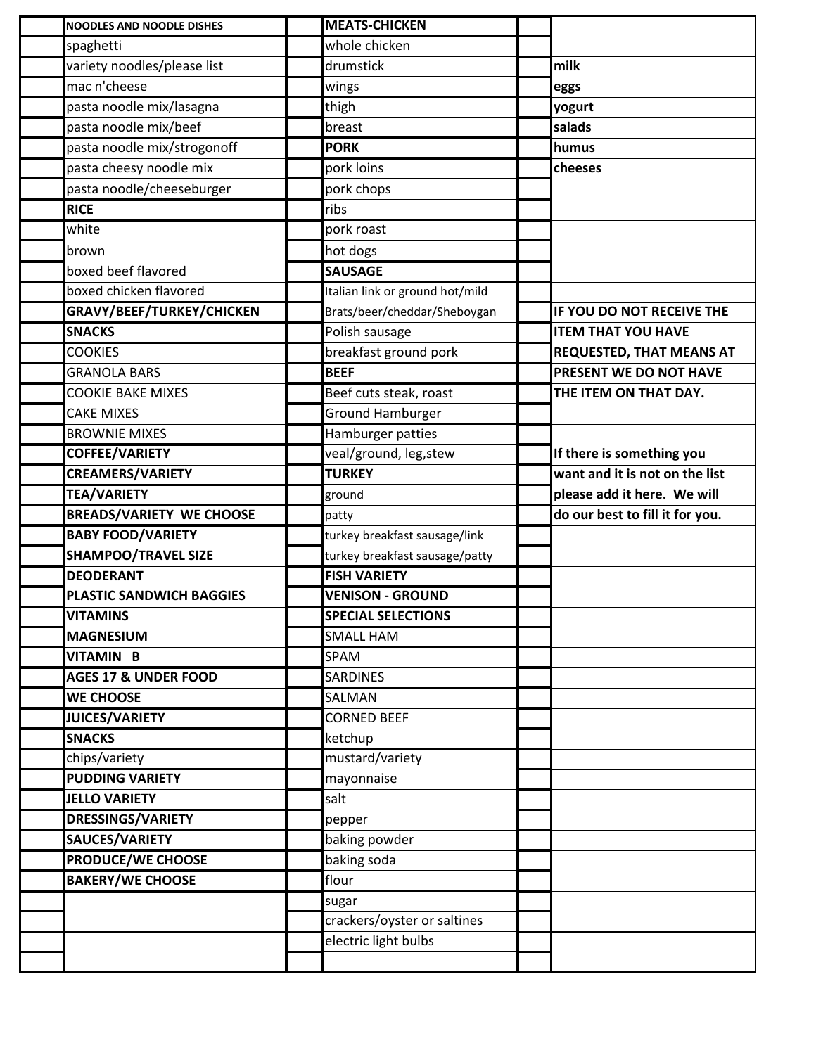| | | | | | |
|---|---|---|---|---|---|
| | **NOODLES AND NOODLE DISHES** | | **MEATS-CHICKEN** | | |
| | spaghetti | | whole chicken | | |
| | variety noodles/please list | | drumstick | | **milk** |
| | mac n'cheese | | wings | | **eggs** |
| | pasta noodle mix/lasagna | | thigh | | **yogurt** |
| | pasta noodle mix/beef | | breast | | **salads** |
| | pasta noodle mix/strogonoff | | **PORK** | | **humus** |
| | pasta cheesy noodle mix | | pork loins | | **cheeses** |
| | pasta noodle/cheeseburger | | pork chops | | |
| | **RICE** | | ribs | | |
| | white | | pork roast | | |
| | brown | | hot dogs | | |
| | boxed beef flavored | | **SAUSAGE** | | |
| | boxed chicken flavored | | Italian link or ground hot/mild | | |
| | **GRAVY/BEEF/TURKEY/CHICKEN** | | Brats/beer/cheddar/Sheboygan | | **IF YOU DO NOT RECEIVE THE** |
| | **SNACKS** | | Polish sausage | | **ITEM THAT YOU HAVE** |
| | COOKIES | | breakfast ground pork | | **REQUESTED, THAT MEANS AT** |
| | GRANOLA BARS | | **BEEF** | | **PRESENT WE DO NOT HAVE** |
| | COOKIE BAKE MIXES | | Beef cuts steak, roast | | **THE ITEM ON THAT DAY.** |
| | CAKE MIXES | | Ground Hamburger | | |
| | BROWNIE MIXES | | Hamburger patties | | |
| | **COFFEE/VARIETY** | | veal/ground, leg,stew | | **If there is something you** |
| | **CREAMERS/VARIETY** | | **TURKEY** | | **want and it is not on the list** |
| | **TEA/VARIETY** | | ground | | **please add it here. We will** |
| | **BREADS/VARIETY WE CHOOSE** | | patty | | **do our best to fill it for you.** |
| | **BABY FOOD/VARIETY** | | turkey breakfast sausage/link | | |
| | **SHAMPOO/TRAVEL SIZE** | | turkey breakfast sausage/patty | | |
| | **DEODERANT** | | **FISH VARIETY** | | |
| | **PLASTIC SANDWICH BAGGIES** | | **VENISON - GROUND** | | |
| | **VITAMINS** | | **SPECIAL SELECTIONS** | | |
| | **MAGNESIUM** | | SMALL HAM | | |
| | **VITAMIN B** | | SPAM | | |
| | **AGES 17 & UNDER FOOD** | | SARDINES | | |
| | **WE CHOOSE** | | SALMAN | | |
| | **JUICES/VARIETY** | | CORNED BEEF | | |
| | **SNACKS** | | ketchup | | |
| | chips/variety | | mustard/variety | | |
| | **PUDDING VARIETY** | | mayonnaise | | |
| | **JELLO VARIETY** | | salt | | |
| | **DRESSINGS/VARIETY** | | pepper | | |
| | **SAUCES/VARIETY** | | baking powder | | |
| | **PRODUCE/WE CHOOSE** | | baking soda | | |
| | **BAKERY/WE CHOOSE** | | flour | | |
| | | | sugar | | |
| | | | crackers/oyster or saltines | | |
| | | | electric light bulbs | | |
| | | | | | |